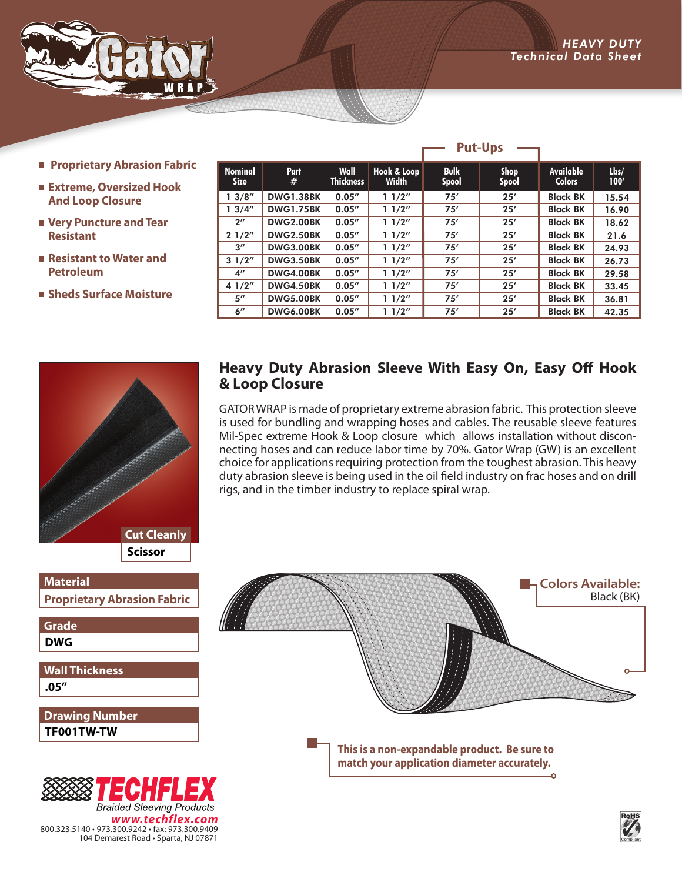HEAVY DUTY
Technical Data Sheet

- Proprietary Abrasion Fabric
- Extreme, Oversized Hook And Loop Closure
- Very Puncture and Tear Resistant
- Resistant to Water and Petroleum
- Sheds Surface Moisture

| Nominal Size | Part # | Wall Thickness | Hook & Loop Width | Put-Ups: Bulk Spool | Put-Ups: Shop Spool | Available Colors | Lbs/ 100′ |
|---|---|---|---|---|---|---|---|
| 1 3/8″ | DWG1.38BK | 0.05″ | 1 1/2″ | 75′ | 25′ | Black BK | 15.54 |
| 1 3/4″ | DWG1.75BK | 0.05″ | 1 1/2″ | 75′ | 25′ | Black BK | 16.90 |
| 2″ | DWG2.00BK | 0.05″ | 1 1/2″ | 75′ | 25′ | Black BK | 18.62 |
| 2 1/2″ | DWG2.50BK | 0.05″ | 1 1/2″ | 75′ | 25′ | Black BK | 21.6 |
| 3″ | DWG3.00BK | 0.05″ | 1 1/2″ | 75′ | 25′ | Black BK | 24.93 |
| 3 1/2″ | DWG3.50BK | 0.05″ | 1 1/2″ | 75′ | 25′ | Black BK | 26.73 |
| 4″ | DWG4.00BK | 0.05″ | 1 1/2″ | 75′ | 25′ | Black BK | 29.58 |
| 4 1/2″ | DWG4.50BK | 0.05″ | 1 1/2″ | 75′ | 25′ | Black BK | 33.45 |
| 5″ | DWG5.00BK | 0.05″ | 1 1/2″ | 75′ | 25′ | Black BK | 36.81 |
| 6″ | DWG6.00BK | 0.05″ | 1 1/2″ | 75′ | 25′ | Black BK | 42.35 |

## Heavy Duty Abrasion Sleeve With Easy On, Easy Off Hook & Loop Closure

GATOR WRAP is made of proprietary extreme abrasion fabric. This protection sleeve is used for bundling and wrapping hoses and cables. The reusable sleeve features Mil-Spec extreme Hook & Loop closure which allows installation without disconnecting hoses and can reduce labor time by 70%. Gator Wrap (GW) is an excellent choice for applications requiring protection from the toughest abrasion. This heavy duty abrasion sleeve is being used in the oil field industry on frac hoses and on drill rigs, and in the timber industry to replace spiral wrap.

**Cut Cleanly**
Scissor

**Material**
Proprietary Abrasion Fabric

**Grade**
DWG

**Wall Thickness**
.05″

**Drawing Number**
TF001TW-TW

**Colors Available:**
Black (BK)

**This is a non-expandable product. Be sure to match your application diameter accurately.**

TECHFLEX
Braided Sleeving Products
www.techflex.com
800.323.5140 • 973.300.9242 • fax: 973.300.9409
104 Demarest Road • Sparta, NJ 07871

RoHS Compliant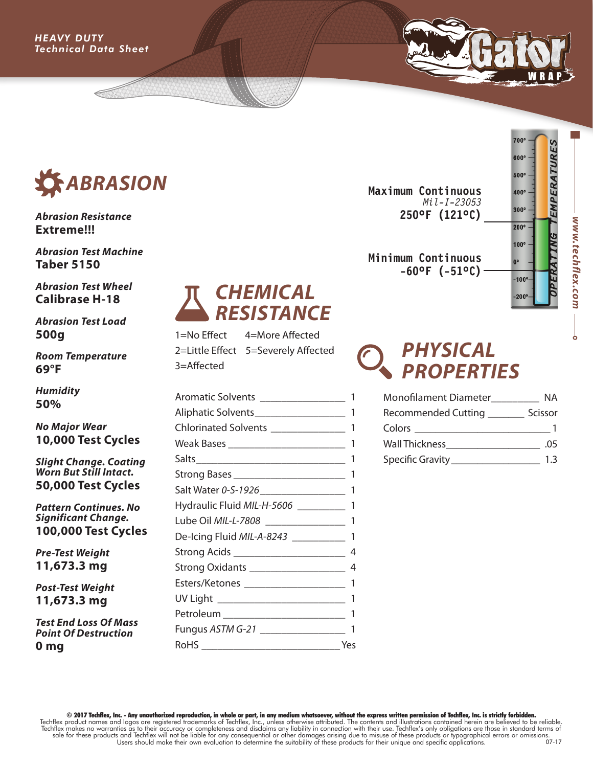HEAVY DUTY
Technical Data Sheet

Gator WRAP

## ABRASION

***Abrasion Resistance***
**Extreme!!!**

***Abrasion Test Machine***
**Taber 5150**

***Abrasion Test Wheel***
**Calibrase H-18**

***Abrasion Test Load***
**500g**

***Room Temperature***
**69°F**

***Humidity***
**50%**

***No Major Wear***
**10,000 Test Cycles**

***Slight Change. Coating Worn But Still Intact.***
**50,000 Test Cycles**

***Pattern Continues. No Significant Change.***
**100,000 Test Cycles**

***Pre-Test Weight***
**11,673.3 mg**

***Post-Test Weight***
**11,673.3 mg**

***Test End Loss Of Mass Point Of Destruction***
**0 mg**

## CHEMICAL RESISTANCE

1=No Effect
2=Little Effect
3=Affected
4=More Affected
5=Severely Affected

| | |
|---|---|
| Aromatic Solvents | 1 |
| Aliphatic Solvents | 1 |
| Chlorinated Solvents | 1 |
| Weak Bases | 1 |
| Salts | 1 |
| Strong Bases | 1 |
| Salt Water *0-S-1926* | 1 |
| Hydraulic Fluid *MIL-H-5606* | 1 |
| Lube Oil *MIL-L-7808* | 1 |
| De-Icing Fluid *MIL-A-8243* | 1 |
| Strong Acids | 4 |
| Strong Oxidants | 4 |
| Esters/Ketones | 1 |
| UV Light | 1 |
| Petroleum | 1 |
| Fungus *ASTM G-21* | 1 |
| RoHS | Yes |

## OPERATING TEMPERATURES

**Maximum Continuous**
*Mil-I-23053*
**250°F (121°C)**

**Minimum Continuous**
**-60°F (-51°C)**

700° 600° 500° 400° 300° 200° 100° 0° -100° -200°

## PHYSICAL PROPERTIES

| | |
|---|---|
| Monofilament Diameter | NA |
| Recommended Cutting | Scissor |
| Colors | 1 |
| Wall Thickness | .05 |
| Specific Gravity | 1.3 |

www.techflex.com

**© 2017 Techflex, Inc. - Any unauthorized reproduction, in whole or part, in any medium whatsoever, without the express written permission of Techflex, Inc. is strictly forbidden.**
Techflex product names and logos are registered trademarks of Techflex, Inc., unless otherwise attributed. The contents and illustrations contained herein are believed to be reliable. Techflex makes no warranties as to their accuracy or completeness and disclaims any liability in connection with their use. Techflex's only obligations are those in standard terms of sale for these products and Techflex will not be liable for any consequential or other damages arising due to misuse of these products or typographical errors or omissions. Users should make their own evaluation to determine the suitability of these products for their unique and specific applications.
07-17